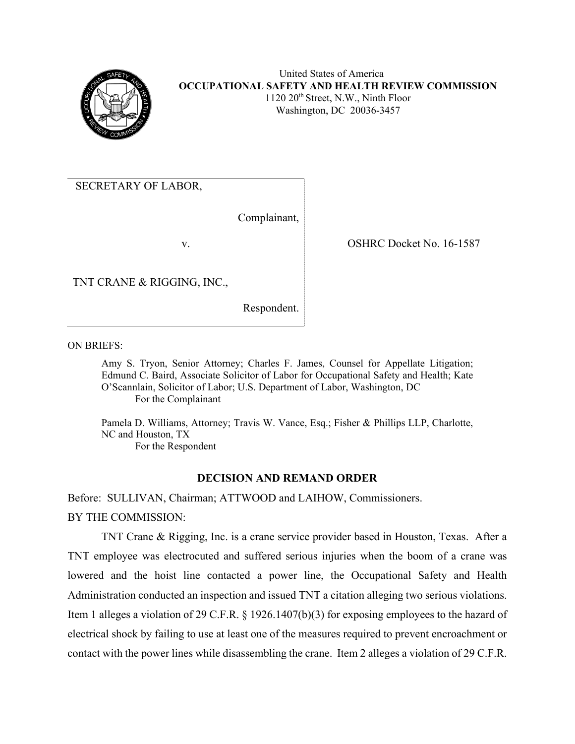United States of America
**OCCUPATIONAL SAFETY AND HEALTH REVIEW COMMISSION**
1120 20th Street, N.W., Ninth Floor
Washington, DC 20036-3457

| | |
|---|---|
| SECRETARY OF LABOR,<br><br>Complainant,<br><br>v.<br><br>TNT CRANE & RIGGING, INC.,<br><br>Respondent. | OSHRC Docket No. 16-1587 |

ON BRIEFS:

Amy S. Tryon, Senior Attorney; Charles F. James, Counsel for Appellate Litigation; Edmund C. Baird, Associate Solicitor of Labor for Occupational Safety and Health; Kate O'Scannlain, Solicitor of Labor; U.S. Department of Labor, Washington, DC
For the Complainant

Pamela D. Williams, Attorney; Travis W. Vance, Esq.; Fisher & Phillips LLP, Charlotte, NC and Houston, TX
For the Respondent

## DECISION AND REMAND ORDER

Before: SULLIVAN, Chairman; ATTWOOD and LAIHOW, Commissioners.

BY THE COMMISSION:

TNT Crane & Rigging, Inc. is a crane service provider based in Houston, Texas. After a TNT employee was electrocuted and suffered serious injuries when the boom of a crane was lowered and the hoist line contacted a power line, the Occupational Safety and Health Administration conducted an inspection and issued TNT a citation alleging two serious violations. Item 1 alleges a violation of 29 C.F.R. § 1926.1407(b)(3) for exposing employees to the hazard of electrical shock by failing to use at least one of the measures required to prevent encroachment or contact with the power lines while disassembling the crane. Item 2 alleges a violation of 29 C.F.R.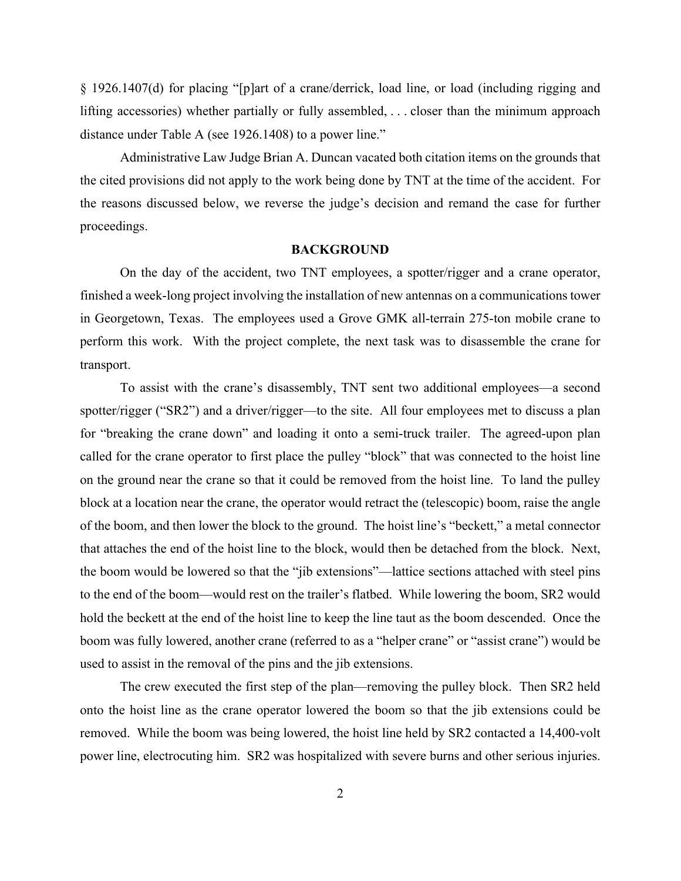§ 1926.1407(d) for placing "[p]art of a crane/derrick, load line, or load (including rigging and lifting accessories) whether partially or fully assembled, . . . closer than the minimum approach distance under Table A (see 1926.1408) to a power line."

Administrative Law Judge Brian A. Duncan vacated both citation items on the grounds that the cited provisions did not apply to the work being done by TNT at the time of the accident. For the reasons discussed below, we reverse the judge's decision and remand the case for further proceedings.

## BACKGROUND

On the day of the accident, two TNT employees, a spotter/rigger and a crane operator, finished a week-long project involving the installation of new antennas on a communications tower in Georgetown, Texas. The employees used a Grove GMK all-terrain 275-ton mobile crane to perform this work. With the project complete, the next task was to disassemble the crane for transport.

To assist with the crane's disassembly, TNT sent two additional employees—a second spotter/rigger ("SR2") and a driver/rigger—to the site. All four employees met to discuss a plan for "breaking the crane down" and loading it onto a semi-truck trailer. The agreed-upon plan called for the crane operator to first place the pulley "block" that was connected to the hoist line on the ground near the crane so that it could be removed from the hoist line. To land the pulley block at a location near the crane, the operator would retract the (telescopic) boom, raise the angle of the boom, and then lower the block to the ground. The hoist line's "beckett," a metal connector that attaches the end of the hoist line to the block, would then be detached from the block. Next, the boom would be lowered so that the "jib extensions"—lattice sections attached with steel pins to the end of the boom—would rest on the trailer's flatbed. While lowering the boom, SR2 would hold the beckett at the end of the hoist line to keep the line taut as the boom descended. Once the boom was fully lowered, another crane (referred to as a "helper crane" or "assist crane") would be used to assist in the removal of the pins and the jib extensions.

The crew executed the first step of the plan—removing the pulley block. Then SR2 held onto the hoist line as the crane operator lowered the boom so that the jib extensions could be removed. While the boom was being lowered, the hoist line held by SR2 contacted a 14,400-volt power line, electrocuting him. SR2 was hospitalized with severe burns and other serious injuries.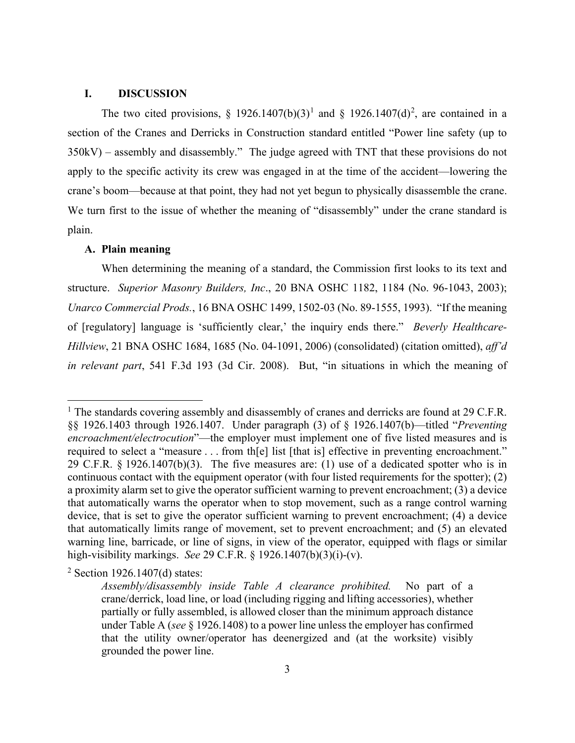## I. DISCUSSION

The two cited provisions, § 1926.1407(b)(3)[1] and § 1926.1407(d)[2], are contained in a section of the Cranes and Derricks in Construction standard entitled "Power line safety (up to 350kV) – assembly and disassembly." The judge agreed with TNT that these provisions do not apply to the specific activity its crew was engaged in at the time of the accident—lowering the crane's boom—because at that point, they had not yet begun to physically disassemble the crane. We turn first to the issue of whether the meaning of "disassembly" under the crane standard is plain.

### A. Plain meaning

When determining the meaning of a standard, the Commission first looks to its text and structure. *Superior Masonry Builders, Inc*., 20 BNA OSHC 1182, 1184 (No. 96-1043, 2003); *Unarco Commercial Prods.*, 16 BNA OSHC 1499, 1502-03 (No. 89-1555, 1993). "If the meaning of [regulatory] language is 'sufficiently clear,' the inquiry ends there." *Beverly Healthcare-Hillview*, 21 BNA OSHC 1684, 1685 (No. 04-1091, 2006) (consolidated) (citation omitted), *aff'd in relevant part*, 541 F.3d 193 (3d Cir. 2008). But, "in situations in which the meaning of

---

[1] The standards covering assembly and disassembly of cranes and derricks are found at 29 C.F.R. §§ 1926.1403 through 1926.1407. Under paragraph (3) of § 1926.1407(b)—titled "*Preventing encroachment/electrocution*"—the employer must implement one of five listed measures and is required to select a "measure . . . from th[e] list [that is] effective in preventing encroachment." 29 C.F.R. § 1926.1407(b)(3). The five measures are: (1) use of a dedicated spotter who is in continuous contact with the equipment operator (with four listed requirements for the spotter); (2) a proximity alarm set to give the operator sufficient warning to prevent encroachment; (3) a device that automatically warns the operator when to stop movement, such as a range control warning device, that is set to give the operator sufficient warning to prevent encroachment; (4) a device that automatically limits range of movement, set to prevent encroachment; and (5) an elevated warning line, barricade, or line of signs, in view of the operator, equipped with flags or similar high-visibility markings. *See* 29 C.F.R. § 1926.1407(b)(3)(i)-(v).

[2] Section 1926.1407(d) states:

> *Assembly/disassembly inside Table A clearance prohibited.* No part of a crane/derrick, load line, or load (including rigging and lifting accessories), whether partially or fully assembled, is allowed closer than the minimum approach distance under Table A (*see* § 1926.1408) to a power line unless the employer has confirmed that the utility owner/operator has deenergized and (at the worksite) visibly grounded the power line.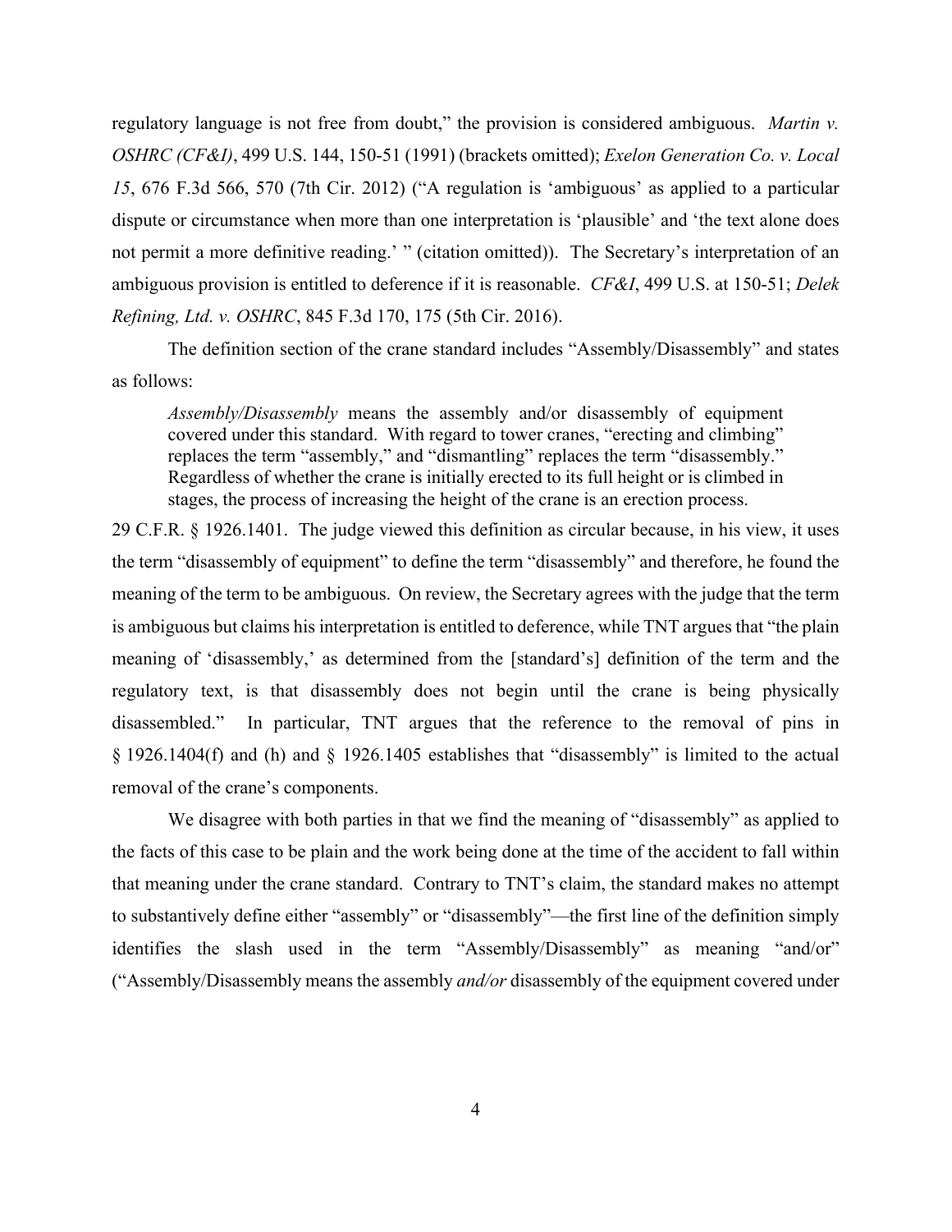regulatory language is not free from doubt," the provision is considered ambiguous. *Martin v. OSHRC (CF&I)*, 499 U.S. 144, 150-51 (1991) (brackets omitted); *Exelon Generation Co. v. Local 15*, 676 F.3d 566, 570 (7th Cir. 2012) ("A regulation is 'ambiguous' as applied to a particular dispute or circumstance when more than one interpretation is 'plausible' and 'the text alone does not permit a more definitive reading.' " (citation omitted)). The Secretary's interpretation of an ambiguous provision is entitled to deference if it is reasonable. *CF&I*, 499 U.S. at 150-51; *Delek Refining, Ltd. v. OSHRC*, 845 F.3d 170, 175 (5th Cir. 2016).

The definition section of the crane standard includes "Assembly/Disassembly" and states as follows:

> *Assembly/Disassembly* means the assembly and/or disassembly of equipment covered under this standard. With regard to tower cranes, "erecting and climbing" replaces the term "assembly," and "dismantling" replaces the term "disassembly." Regardless of whether the crane is initially erected to its full height or is climbed in stages, the process of increasing the height of the crane is an erection process.

29 C.F.R. § 1926.1401. The judge viewed this definition as circular because, in his view, it uses the term "disassembly of equipment" to define the term "disassembly" and therefore, he found the meaning of the term to be ambiguous. On review, the Secretary agrees with the judge that the term is ambiguous but claims his interpretation is entitled to deference, while TNT argues that "the plain meaning of 'disassembly,' as determined from the [standard's] definition of the term and the regulatory text, is that disassembly does not begin until the crane is being physically disassembled." In particular, TNT argues that the reference to the removal of pins in § 1926.1404(f) and (h) and § 1926.1405 establishes that "disassembly" is limited to the actual removal of the crane's components.

We disagree with both parties in that we find the meaning of "disassembly" as applied to the facts of this case to be plain and the work being done at the time of the accident to fall within that meaning under the crane standard. Contrary to TNT's claim, the standard makes no attempt to substantively define either "assembly" or "disassembly"—the first line of the definition simply identifies the slash used in the term "Assembly/Disassembly" as meaning "and/or" ("Assembly/Disassembly means the assembly *and/or* disassembly of the equipment covered under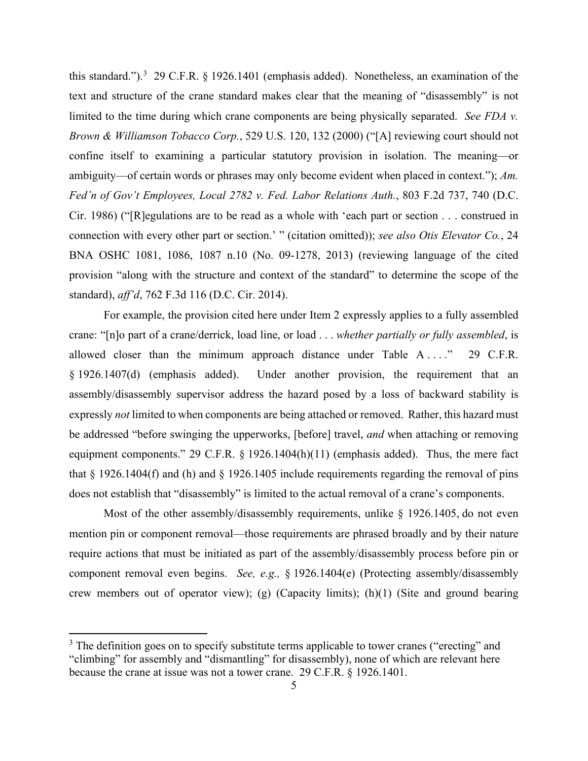this standard.").[3] 29 C.F.R. § 1926.1401 (emphasis added). Nonetheless, an examination of the text and structure of the crane standard makes clear that the meaning of "disassembly" is not limited to the time during which crane components are being physically separated. *See FDA v. Brown & Williamson Tobacco Corp.*, 529 U.S. 120, 132 (2000) ("[A] reviewing court should not confine itself to examining a particular statutory provision in isolation. The meaning—or ambiguity—of certain words or phrases may only become evident when placed in context."); *Am. Fed'n of Gov't Employees, Local 2782 v. Fed. Labor Relations Auth.*, 803 F.2d 737, 740 (D.C. Cir. 1986) ("[R]egulations are to be read as a whole with 'each part or section . . . construed in connection with every other part or section.' " (citation omitted)); *see also Otis Elevator Co.*, 24 BNA OSHC 1081, 1086, 1087 n.10 (No. 09-1278, 2013) (reviewing language of the cited provision "along with the structure and context of the standard" to determine the scope of the standard), *aff'd*, 762 F.3d 116 (D.C. Cir. 2014).

For example, the provision cited here under Item 2 expressly applies to a fully assembled crane: "[n]o part of a crane/derrick, load line, or load . . . *whether partially or fully assembled*, is allowed closer than the minimum approach distance under Table A . . . ." 29 C.F.R. § 1926.1407(d) (emphasis added). Under another provision, the requirement that an assembly/disassembly supervisor address the hazard posed by a loss of backward stability is expressly *not* limited to when components are being attached or removed. Rather, this hazard must be addressed "before swinging the upperworks, [before] travel, *and* when attaching or removing equipment components." 29 C.F.R. § 1926.1404(h)(11) (emphasis added). Thus, the mere fact that § 1926.1404(f) and (h) and § 1926.1405 include requirements regarding the removal of pins does not establish that "disassembly" is limited to the actual removal of a crane's components.

Most of the other assembly/disassembly requirements, unlike § 1926.1405, do not even mention pin or component removal—those requirements are phrased broadly and by their nature require actions that must be initiated as part of the assembly/disassembly process before pin or component removal even begins. *See, e.g.,* § 1926.1404(e) (Protecting assembly/disassembly crew members out of operator view); (g) (Capacity limits); (h)(1) (Site and ground bearing

[3] The definition goes on to specify substitute terms applicable to tower cranes ("erecting" and "climbing" for assembly and "dismantling" for disassembly), none of which are relevant here because the crane at issue was not a tower crane. 29 C.F.R. § 1926.1401.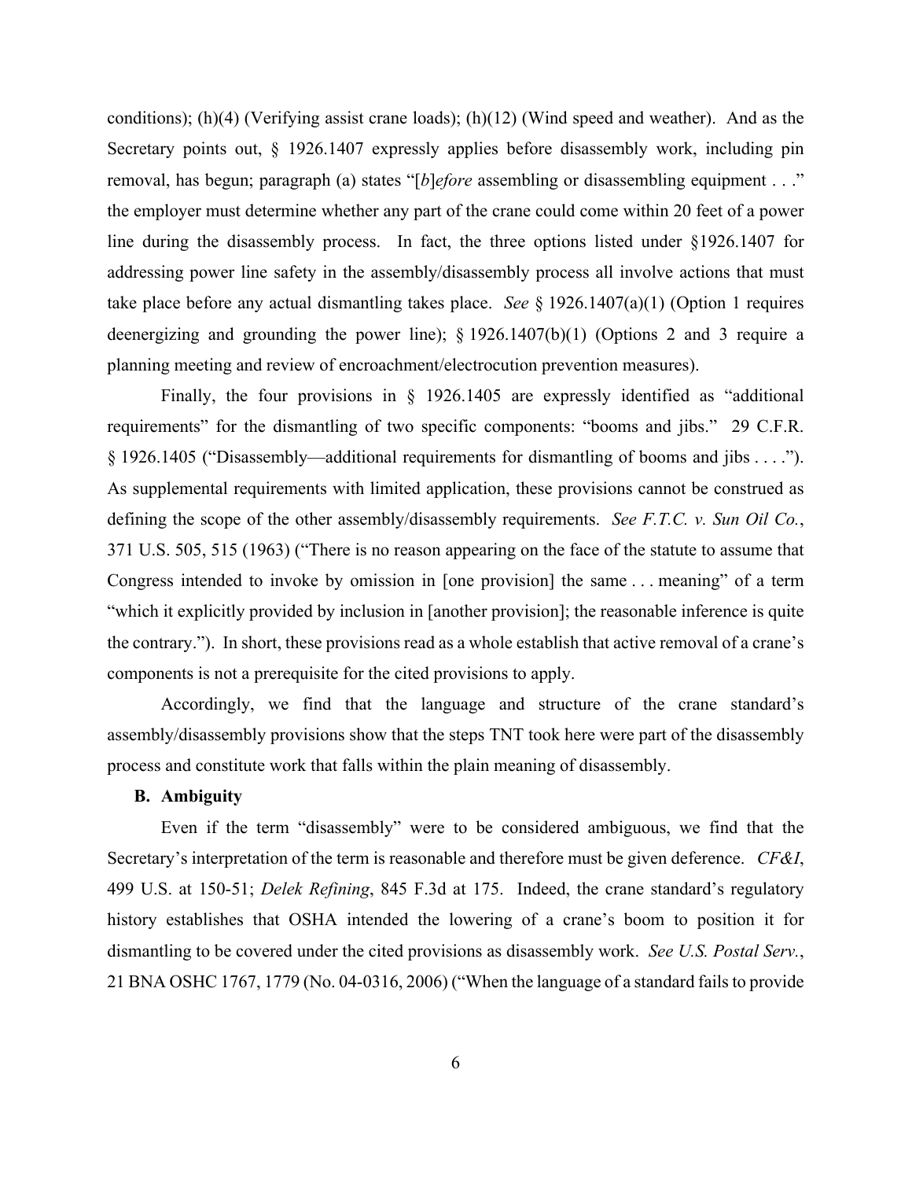conditions); (h)(4) (Verifying assist crane loads); (h)(12) (Wind speed and weather). And as the Secretary points out, § 1926.1407 expressly applies before disassembly work, including pin removal, has begun; paragraph (a) states "[*b*]*efore* assembling or disassembling equipment . . ." the employer must determine whether any part of the crane could come within 20 feet of a power line during the disassembly process. In fact, the three options listed under §1926.1407 for addressing power line safety in the assembly/disassembly process all involve actions that must take place before any actual dismantling takes place. *See* § 1926.1407(a)(1) (Option 1 requires deenergizing and grounding the power line); § 1926.1407(b)(1) (Options 2 and 3 require a planning meeting and review of encroachment/electrocution prevention measures).

Finally, the four provisions in § 1926.1405 are expressly identified as "additional requirements" for the dismantling of two specific components: "booms and jibs." 29 C.F.R. § 1926.1405 ("Disassembly—additional requirements for dismantling of booms and jibs . . . ."). As supplemental requirements with limited application, these provisions cannot be construed as defining the scope of the other assembly/disassembly requirements. *See F.T.C. v. Sun Oil Co.*, 371 U.S. 505, 515 (1963) ("There is no reason appearing on the face of the statute to assume that Congress intended to invoke by omission in [one provision] the same . . . meaning" of a term "which it explicitly provided by inclusion in [another provision]; the reasonable inference is quite the contrary."). In short, these provisions read as a whole establish that active removal of a crane's components is not a prerequisite for the cited provisions to apply.

Accordingly, we find that the language and structure of the crane standard's assembly/disassembly provisions show that the steps TNT took here were part of the disassembly process and constitute work that falls within the plain meaning of disassembly.

### B. Ambiguity

Even if the term "disassembly" were to be considered ambiguous, we find that the Secretary's interpretation of the term is reasonable and therefore must be given deference. *CF&I*, 499 U.S. at 150-51; *Delek Refining*, 845 F.3d at 175. Indeed, the crane standard's regulatory history establishes that OSHA intended the lowering of a crane's boom to position it for dismantling to be covered under the cited provisions as disassembly work. *See U.S. Postal Serv.*, 21 BNA OSHC 1767, 1779 (No. 04-0316, 2006) ("When the language of a standard fails to provide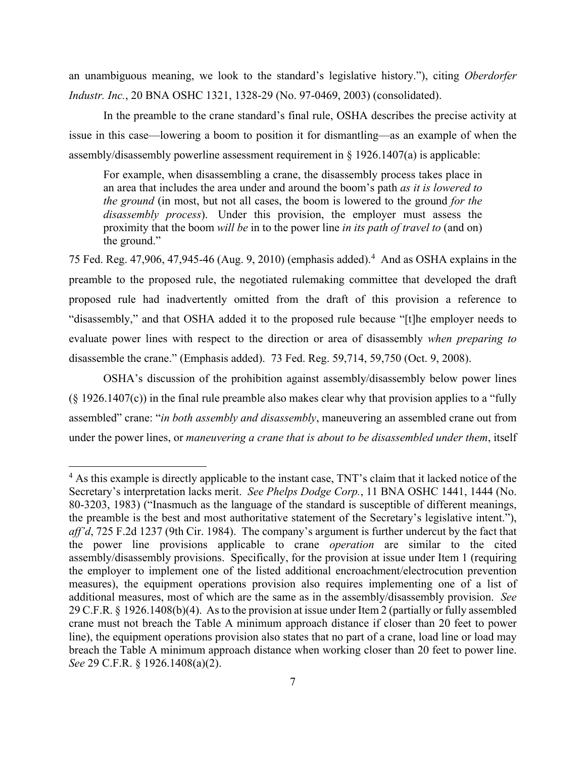an unambiguous meaning, we look to the standard's legislative history."), citing *Oberdorfer Industr. Inc.*, 20 BNA OSHC 1321, 1328-29 (No. 97-0469, 2003) (consolidated).

In the preamble to the crane standard's final rule, OSHA describes the precise activity at issue in this case—lowering a boom to position it for dismantling—as an example of when the assembly/disassembly powerline assessment requirement in § 1926.1407(a) is applicable:

> For example, when disassembling a crane, the disassembly process takes place in an area that includes the area under and around the boom's path *as it is lowered to the ground* (in most, but not all cases, the boom is lowered to the ground *for the disassembly process*). Under this provision, the employer must assess the proximity that the boom *will be* in to the power line *in its path of travel to* (and on) the ground."

75 Fed. Reg. 47,906, 47,945-46 (Aug. 9, 2010) (emphasis added).[4] And as OSHA explains in the preamble to the proposed rule, the negotiated rulemaking committee that developed the draft proposed rule had inadvertently omitted from the draft of this provision a reference to "disassembly," and that OSHA added it to the proposed rule because "[t]he employer needs to evaluate power lines with respect to the direction or area of disassembly *when preparing to* disassemble the crane." (Emphasis added). 73 Fed. Reg. 59,714, 59,750 (Oct. 9, 2008).

OSHA's discussion of the prohibition against assembly/disassembly below power lines (§ 1926.1407(c)) in the final rule preamble also makes clear why that provision applies to a "fully assembled" crane: "*in both assembly and disassembly*, maneuvering an assembled crane out from under the power lines, or *maneuvering a crane that is about to be disassembled under them*, itself

---

[4] As this example is directly applicable to the instant case, TNT's claim that it lacked notice of the Secretary's interpretation lacks merit. *See Phelps Dodge Corp.*, 11 BNA OSHC 1441, 1444 (No. 80-3203, 1983) ("Inasmuch as the language of the standard is susceptible of different meanings, the preamble is the best and most authoritative statement of the Secretary's legislative intent."), *aff'd*, 725 F.2d 1237 (9th Cir. 1984). The company's argument is further undercut by the fact that the power line provisions applicable to crane *operation* are similar to the cited assembly/disassembly provisions. Specifically, for the provision at issue under Item 1 (requiring the employer to implement one of the listed additional encroachment/electrocution prevention measures), the equipment operations provision also requires implementing one of a list of additional measures, most of which are the same as in the assembly/disassembly provision. *See* 29 C.F.R. § 1926.1408(b)(4). As to the provision at issue under Item 2 (partially or fully assembled crane must not breach the Table A minimum approach distance if closer than 20 feet to power line), the equipment operations provision also states that no part of a crane, load line or load may breach the Table A minimum approach distance when working closer than 20 feet to power line. *See* 29 C.F.R. § 1926.1408(a)(2).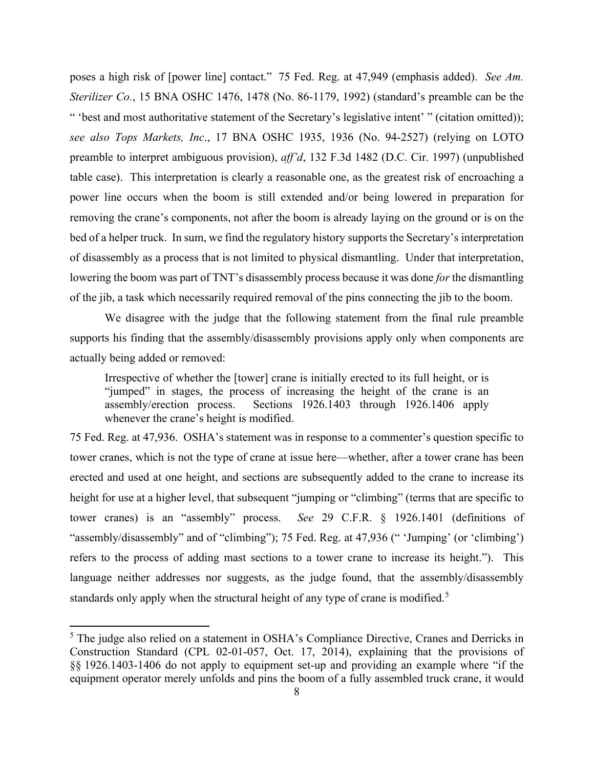poses a high risk of [power line] contact." 75 Fed. Reg. at 47,949 (emphasis added). *See Am. Sterilizer Co.*, 15 BNA OSHC 1476, 1478 (No. 86-1179, 1992) (standard's preamble can be the " 'best and most authoritative statement of the Secretary's legislative intent' " (citation omitted)); *see also Tops Markets, Inc*., 17 BNA OSHC 1935, 1936 (No. 94-2527) (relying on LOTO preamble to interpret ambiguous provision), *aff'd*, 132 F.3d 1482 (D.C. Cir. 1997) (unpublished table case). This interpretation is clearly a reasonable one, as the greatest risk of encroaching a power line occurs when the boom is still extended and/or being lowered in preparation for removing the crane's components, not after the boom is already laying on the ground or is on the bed of a helper truck. In sum, we find the regulatory history supports the Secretary's interpretation of disassembly as a process that is not limited to physical dismantling. Under that interpretation, lowering the boom was part of TNT's disassembly process because it was done *for* the dismantling of the jib, a task which necessarily required removal of the pins connecting the jib to the boom.

We disagree with the judge that the following statement from the final rule preamble supports his finding that the assembly/disassembly provisions apply only when components are actually being added or removed:

> Irrespective of whether the [tower] crane is initially erected to its full height, or is "jumped" in stages, the process of increasing the height of the crane is an assembly/erection process. Sections 1926.1403 through 1926.1406 apply whenever the crane's height is modified.

75 Fed. Reg. at 47,936. OSHA's statement was in response to a commenter's question specific to tower cranes, which is not the type of crane at issue here—whether, after a tower crane has been erected and used at one height, and sections are subsequently added to the crane to increase its height for use at a higher level, that subsequent "jumping or "climbing" (terms that are specific to tower cranes) is an "assembly" process. *See* 29 C.F.R. § 1926.1401 (definitions of "assembly/disassembly" and of "climbing"); 75 Fed. Reg. at 47,936 (" 'Jumping' (or 'climbing') refers to the process of adding mast sections to a tower crane to increase its height."). This language neither addresses nor suggests, as the judge found, that the assembly/disassembly standards only apply when the structural height of any type of crane is modified.[5]

---

[5] The judge also relied on a statement in OSHA's Compliance Directive, Cranes and Derricks in Construction Standard (CPL 02-01-057, Oct. 17, 2014), explaining that the provisions of §§ 1926.1403-1406 do not apply to equipment set-up and providing an example where "if the equipment operator merely unfolds and pins the boom of a fully assembled truck crane, it would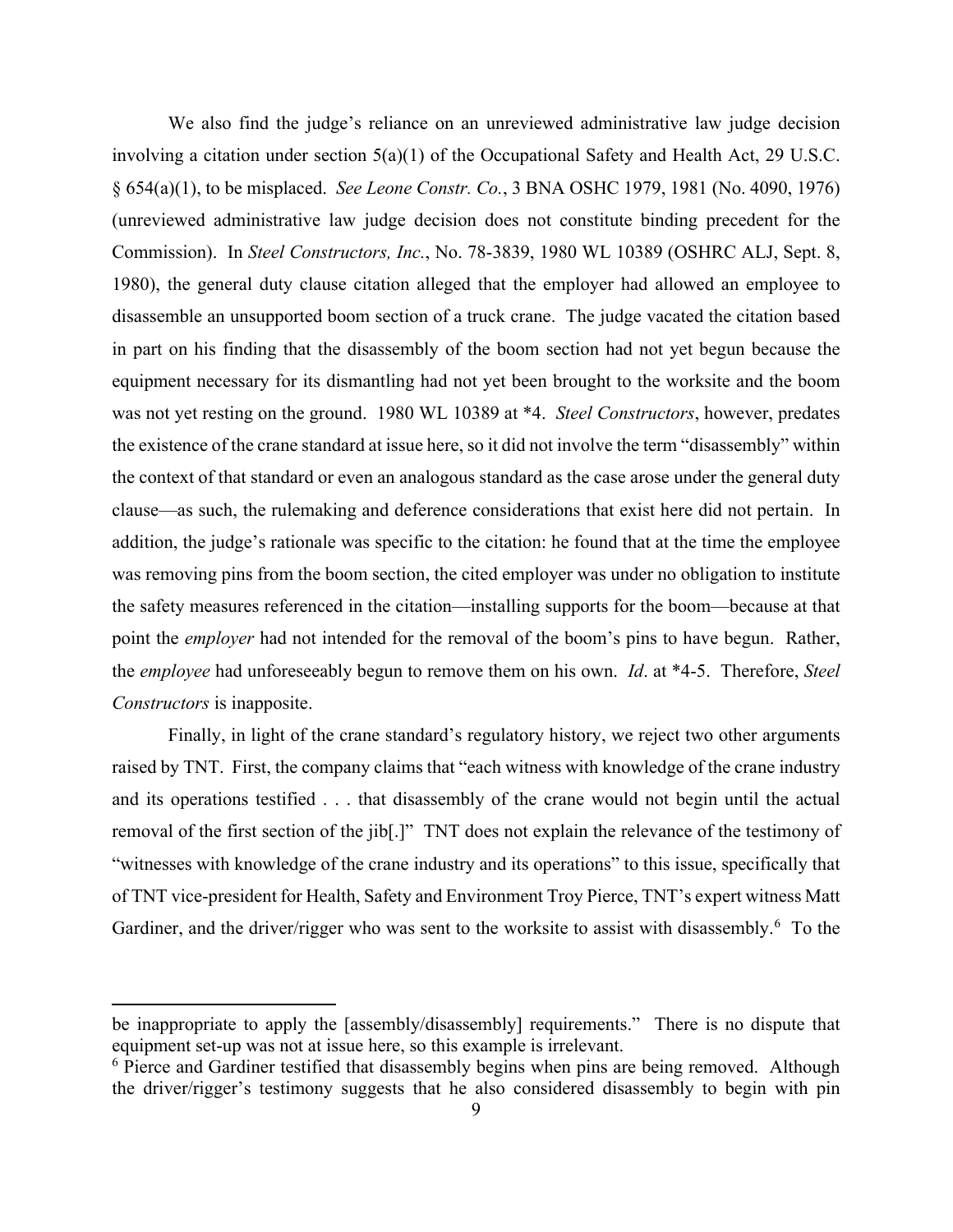We also find the judge's reliance on an unreviewed administrative law judge decision involving a citation under section 5(a)(1) of the Occupational Safety and Health Act, 29 U.S.C. § 654(a)(1), to be misplaced. *See Leone Constr. Co.*, 3 BNA OSHC 1979, 1981 (No. 4090, 1976) (unreviewed administrative law judge decision does not constitute binding precedent for the Commission). In *Steel Constructors, Inc.*, No. 78-3839, 1980 WL 10389 (OSHRC ALJ, Sept. 8, 1980), the general duty clause citation alleged that the employer had allowed an employee to disassemble an unsupported boom section of a truck crane. The judge vacated the citation based in part on his finding that the disassembly of the boom section had not yet begun because the equipment necessary for its dismantling had not yet been brought to the worksite and the boom was not yet resting on the ground. 1980 WL 10389 at *4. *Steel Constructors*, however, predates the existence of the crane standard at issue here, so it did not involve the term "disassembly" within the context of that standard or even an analogous standard as the case arose under the general duty clause—as such, the rulemaking and deference considerations that exist here did not pertain. In addition, the judge's rationale was specific to the citation: he found that at the time the employee was removing pins from the boom section, the cited employer was under no obligation to institute the safety measures referenced in the citation—installing supports for the boom—because at that point the *employer* had not intended for the removal of the boom's pins to have begun. Rather, the *employee* had unforeseeably begun to remove them on his own. *Id*. at *4-5. Therefore, *Steel Constructors* is inapposite.

Finally, in light of the crane standard's regulatory history, we reject two other arguments raised by TNT. First, the company claims that "each witness with knowledge of the crane industry and its operations testified . . . that disassembly of the crane would not begin until the actual removal of the first section of the jib[.]" TNT does not explain the relevance of the testimony of "witnesses with knowledge of the crane industry and its operations" to this issue, specifically that of TNT vice-president for Health, Safety and Environment Troy Pierce, TNT's expert witness Matt Gardiner, and the driver/rigger who was sent to the worksite to assist with disassembly.[6] To the

be inappropriate to apply the [assembly/disassembly] requirements." There is no dispute that equipment set-up was not at issue here, so this example is irrelevant.

[6] Pierce and Gardiner testified that disassembly begins when pins are being removed. Although the driver/rigger's testimony suggests that he also considered disassembly to begin with pin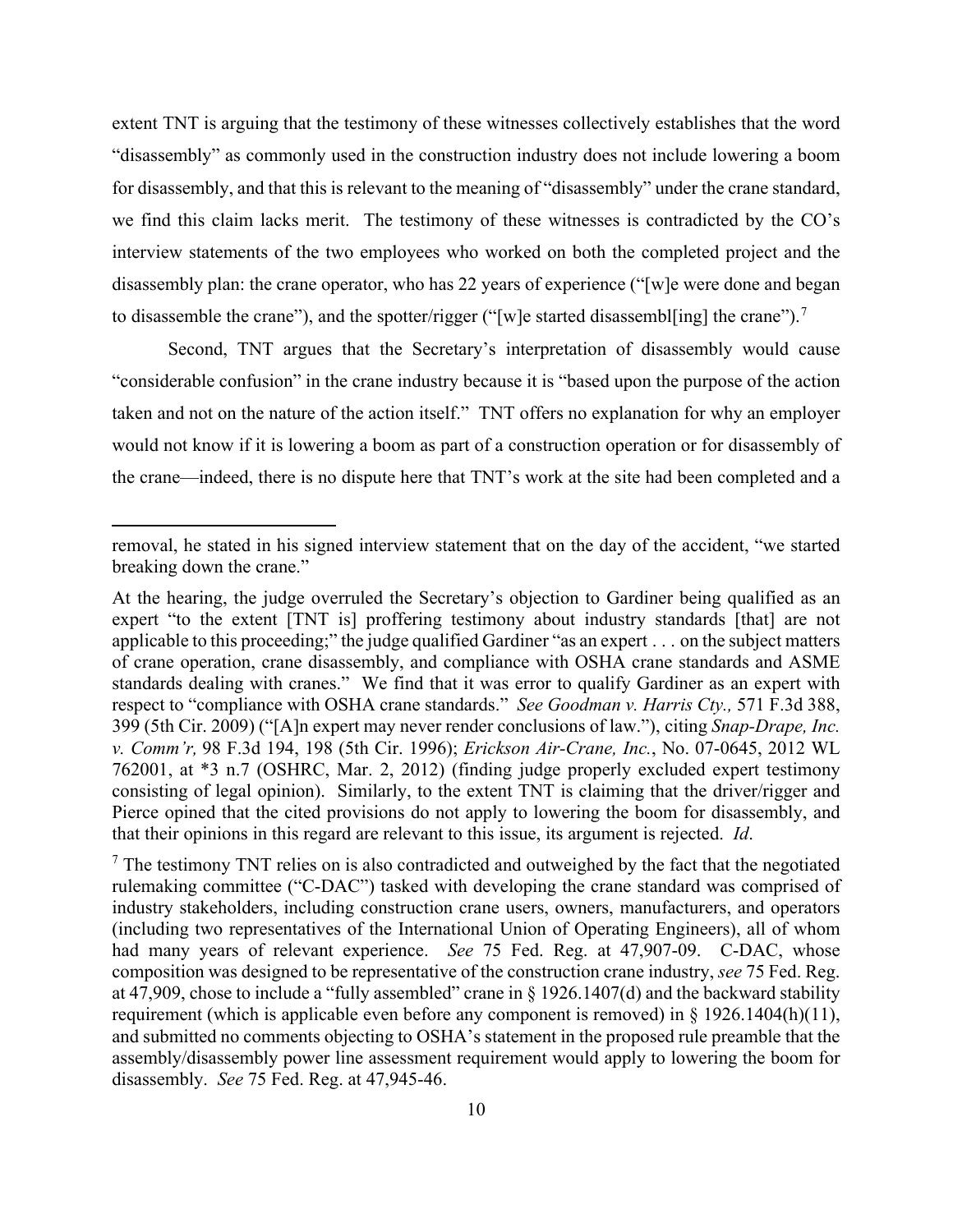extent TNT is arguing that the testimony of these witnesses collectively establishes that the word "disassembly" as commonly used in the construction industry does not include lowering a boom for disassembly, and that this is relevant to the meaning of "disassembly" under the crane standard, we find this claim lacks merit. The testimony of these witnesses is contradicted by the CO's interview statements of the two employees who worked on both the completed project and the disassembly plan: the crane operator, who has 22 years of experience ("[w]e were done and began to disassemble the crane"), and the spotter/rigger ("[w]e started disassembl[ing] the crane").[7]

Second, TNT argues that the Secretary's interpretation of disassembly would cause "considerable confusion" in the crane industry because it is "based upon the purpose of the action taken and not on the nature of the action itself." TNT offers no explanation for why an employer would not know if it is lowering a boom as part of a construction operation or for disassembly of the crane—indeed, there is no dispute here that TNT's work at the site had been completed and a

---

removal, he stated in his signed interview statement that on the day of the accident, "we started breaking down the crane."

At the hearing, the judge overruled the Secretary's objection to Gardiner being qualified as an expert "to the extent [TNT is] proffering testimony about industry standards [that] are not applicable to this proceeding;" the judge qualified Gardiner "as an expert . . . on the subject matters of crane operation, crane disassembly, and compliance with OSHA crane standards and ASME standards dealing with cranes." We find that it was error to qualify Gardiner as an expert with respect to "compliance with OSHA crane standards." *See Goodman v. Harris Cty.,* 571 F.3d 388, 399 (5th Cir. 2009) ("[A]n expert may never render conclusions of law."), citing *Snap-Drape, Inc. v. Comm'r,* 98 F.3d 194, 198 (5th Cir. 1996); *Erickson Air-Crane, Inc.*, No. 07-0645, 2012 WL 762001, at *3 n.7 (OSHRC, Mar. 2, 2012) (finding judge properly excluded expert testimony consisting of legal opinion). Similarly, to the extent TNT is claiming that the driver/rigger and Pierce opined that the cited provisions do not apply to lowering the boom for disassembly, and that their opinions in this regard are relevant to this issue, its argument is rejected. *Id*.

[7] The testimony TNT relies on is also contradicted and outweighed by the fact that the negotiated rulemaking committee ("C-DAC") tasked with developing the crane standard was comprised of industry stakeholders, including construction crane users, owners, manufacturers, and operators (including two representatives of the International Union of Operating Engineers), all of whom had many years of relevant experience. *See* 75 Fed. Reg. at 47,907-09. C-DAC, whose composition was designed to be representative of the construction crane industry, *see* 75 Fed. Reg. at 47,909, chose to include a "fully assembled" crane in § 1926.1407(d) and the backward stability requirement (which is applicable even before any component is removed) in § 1926.1404(h)(11), and submitted no comments objecting to OSHA's statement in the proposed rule preamble that the assembly/disassembly power line assessment requirement would apply to lowering the boom for disassembly. *See* 75 Fed. Reg. at 47,945-46.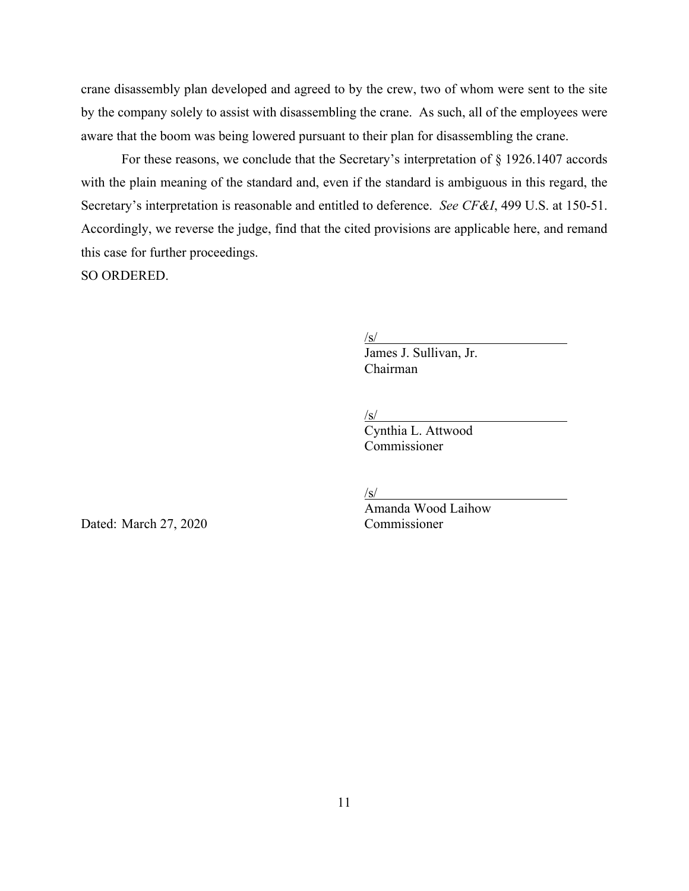crane disassembly plan developed and agreed to by the crew, two of whom were sent to the site by the company solely to assist with disassembling the crane. As such, all of the employees were aware that the boom was being lowered pursuant to their plan for disassembling the crane.

For these reasons, we conclude that the Secretary's interpretation of § 1926.1407 accords with the plain meaning of the standard and, even if the standard is ambiguous in this regard, the Secretary's interpretation is reasonable and entitled to deference. *See CF&I*, 499 U.S. at 150-51. Accordingly, we reverse the judge, find that the cited provisions are applicable here, and remand this case for further proceedings.

SO ORDERED.

/s/
James J. Sullivan, Jr.
Chairman

/s/
Cynthia L. Attwood
Commissioner

/s/
Amanda Wood Laihow
Commissioner

Dated: March 27, 2020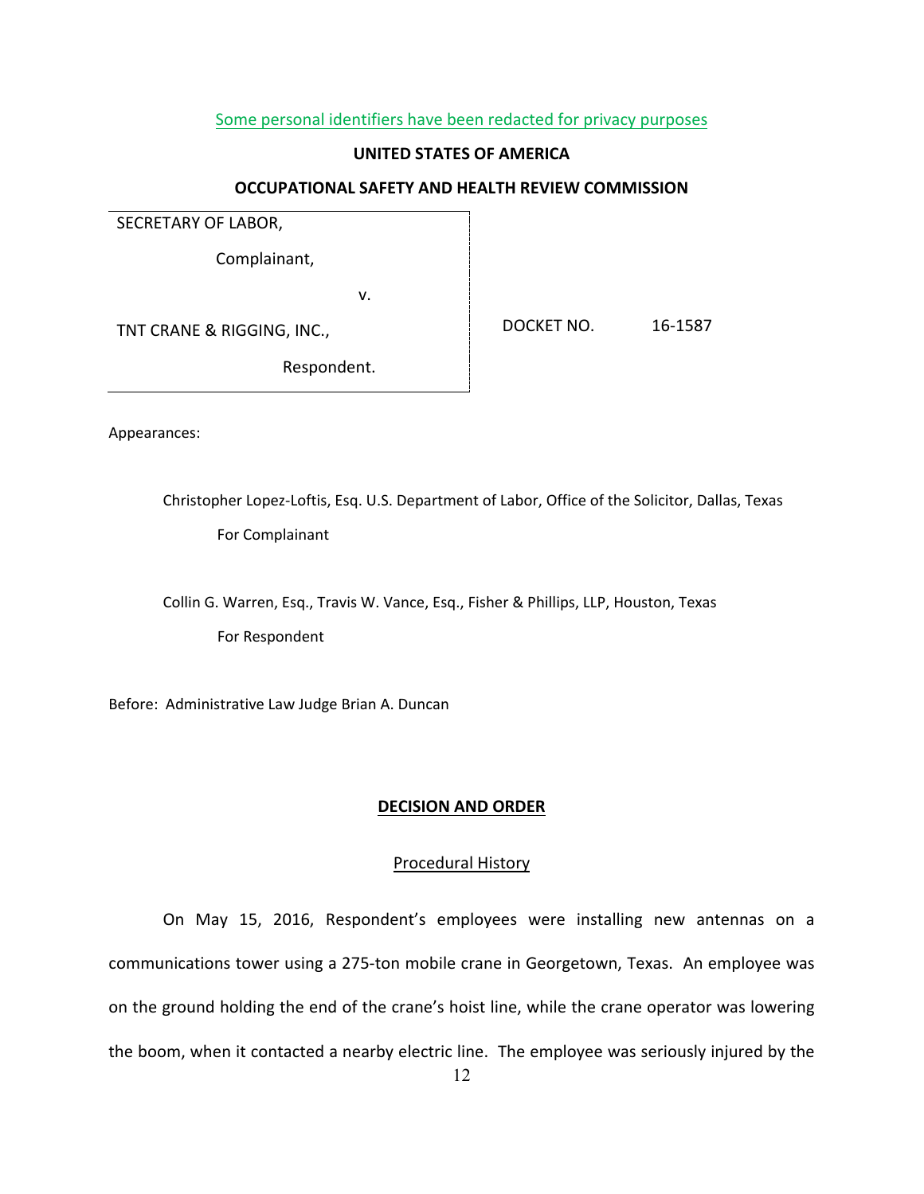Some personal identifiers have been redacted for privacy purposes

**UNITED STATES OF AMERICA**

**OCCUPATIONAL SAFETY AND HEALTH REVIEW COMMISSION**

| | |
|---|---|
| SECRETARY OF LABOR,<br><br>Complainant,<br><br>v.<br><br>TNT CRANE & RIGGING, INC.,<br><br>Respondent. | DOCKET NO. 16-1587 |

Appearances:

Christopher Lopez-Loftis, Esq. U.S. Department of Labor, Office of the Solicitor, Dallas, Texas

For Complainant

Collin G. Warren, Esq., Travis W. Vance, Esq., Fisher & Phillips, LLP, Houston, Texas

For Respondent

Before: Administrative Law Judge Brian A. Duncan

## DECISION AND ORDER

### Procedural History

On May 15, 2016, Respondent's employees were installing new antennas on a communications tower using a 275-ton mobile crane in Georgetown, Texas. An employee was on the ground holding the end of the crane's hoist line, while the crane operator was lowering the boom, when it contacted a nearby electric line. The employee was seriously injured by the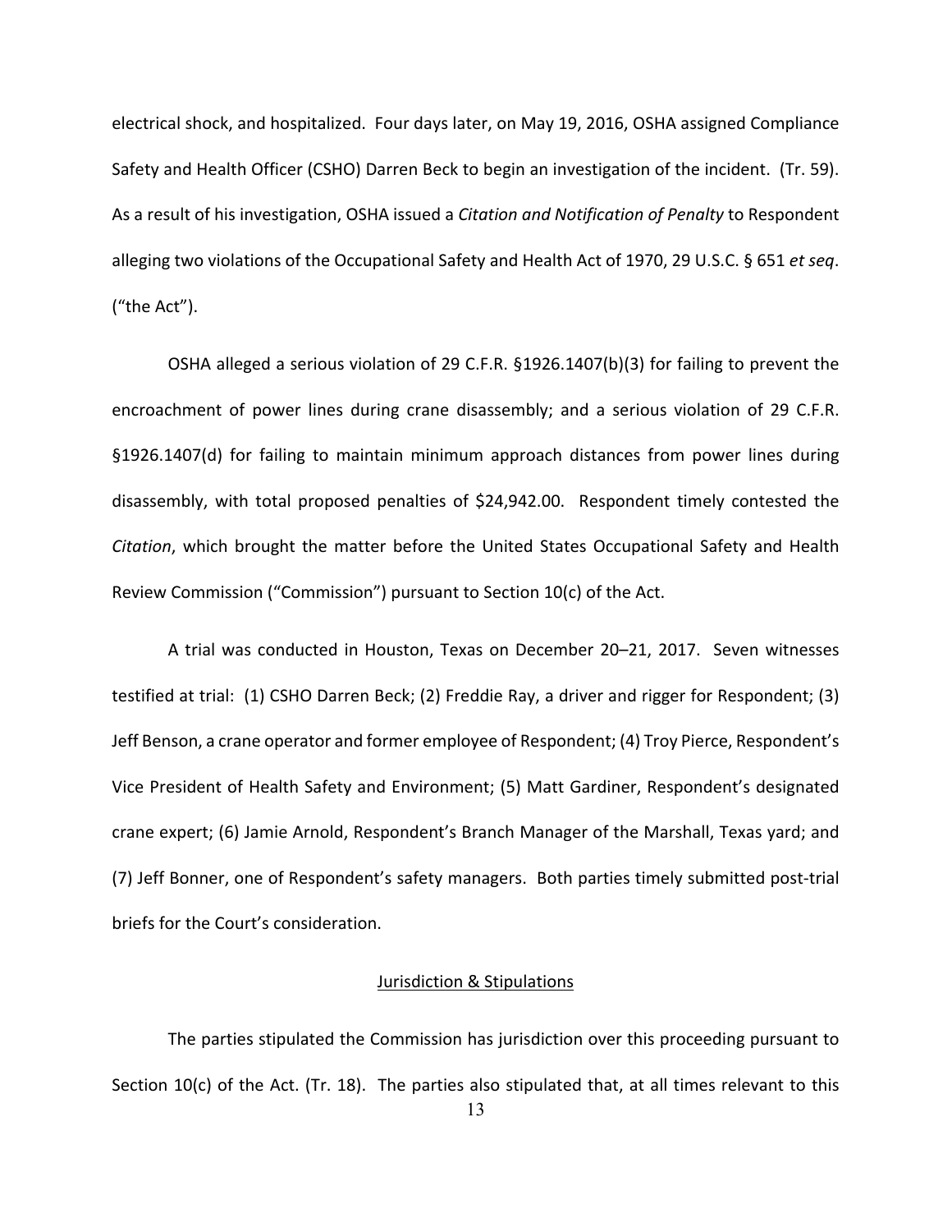electrical shock, and hospitalized. Four days later, on May 19, 2016, OSHA assigned Compliance Safety and Health Officer (CSHO) Darren Beck to begin an investigation of the incident. (Tr. 59). As a result of his investigation, OSHA issued a *Citation and Notification of Penalty* to Respondent alleging two violations of the Occupational Safety and Health Act of 1970, 29 U.S.C. § 651 *et seq*. ("the Act").

OSHA alleged a serious violation of 29 C.F.R. §1926.1407(b)(3) for failing to prevent the encroachment of power lines during crane disassembly; and a serious violation of 29 C.F.R. §1926.1407(d) for failing to maintain minimum approach distances from power lines during disassembly, with total proposed penalties of $24,942.00. Respondent timely contested the *Citation*, which brought the matter before the United States Occupational Safety and Health Review Commission ("Commission") pursuant to Section 10(c) of the Act.

A trial was conducted in Houston, Texas on December 20–21, 2017. Seven witnesses testified at trial: (1) CSHO Darren Beck; (2) Freddie Ray, a driver and rigger for Respondent; (3) Jeff Benson, a crane operator and former employee of Respondent; (4) Troy Pierce, Respondent's Vice President of Health Safety and Environment; (5) Matt Gardiner, Respondent's designated crane expert; (6) Jamie Arnold, Respondent's Branch Manager of the Marshall, Texas yard; and (7) Jeff Bonner, one of Respondent's safety managers. Both parties timely submitted post-trial briefs for the Court's consideration.

## Jurisdiction & Stipulations

The parties stipulated the Commission has jurisdiction over this proceeding pursuant to Section 10(c) of the Act. (Tr. 18). The parties also stipulated that, at all times relevant to this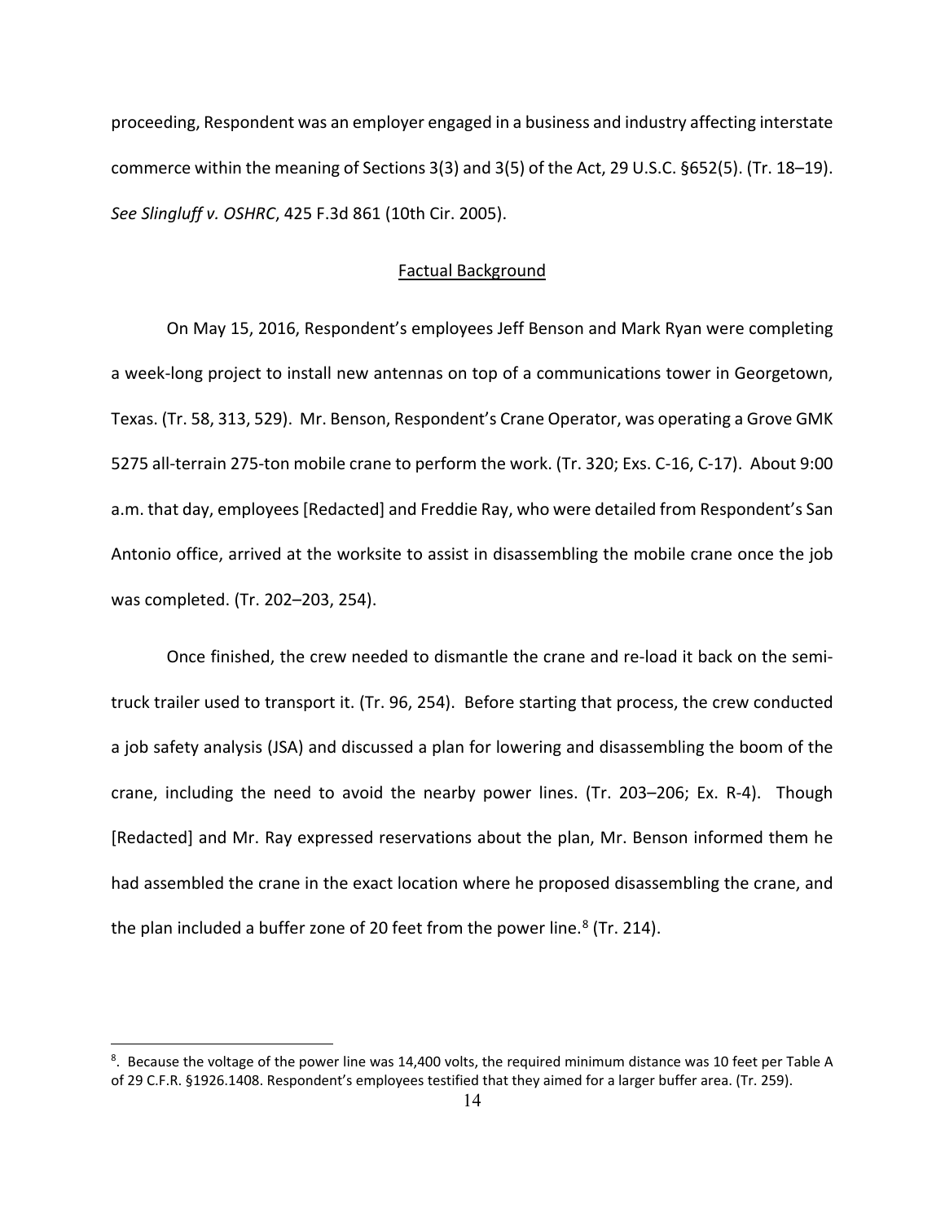proceeding, Respondent was an employer engaged in a business and industry affecting interstate commerce within the meaning of Sections 3(3) and 3(5) of the Act, 29 U.S.C. §652(5). (Tr. 18–19). *See Slingluff v. OSHRC*, 425 F.3d 861 (10th Cir. 2005).

## Factual Background

On May 15, 2016, Respondent's employees Jeff Benson and Mark Ryan were completing a week-long project to install new antennas on top of a communications tower in Georgetown, Texas. (Tr. 58, 313, 529). Mr. Benson, Respondent's Crane Operator, was operating a Grove GMK 5275 all-terrain 275-ton mobile crane to perform the work. (Tr. 320; Exs. C-16, C-17). About 9:00 a.m. that day, employees [Redacted] and Freddie Ray, who were detailed from Respondent's San Antonio office, arrived at the worksite to assist in disassembling the mobile crane once the job was completed. (Tr. 202–203, 254).

Once finished, the crew needed to dismantle the crane and re-load it back on the semi-truck trailer used to transport it. (Tr. 96, 254). Before starting that process, the crew conducted a job safety analysis (JSA) and discussed a plan for lowering and disassembling the boom of the crane, including the need to avoid the nearby power lines. (Tr. 203–206; Ex. R-4). Though [Redacted] and Mr. Ray expressed reservations about the plan, Mr. Benson informed them he had assembled the crane in the exact location where he proposed disassembling the crane, and the plan included a buffer zone of 20 feet from the power line.[8] (Tr. 214).

---

[8]. Because the voltage of the power line was 14,400 volts, the required minimum distance was 10 feet per Table A of 29 C.F.R. §1926.1408. Respondent's employees testified that they aimed for a larger buffer area. (Tr. 259).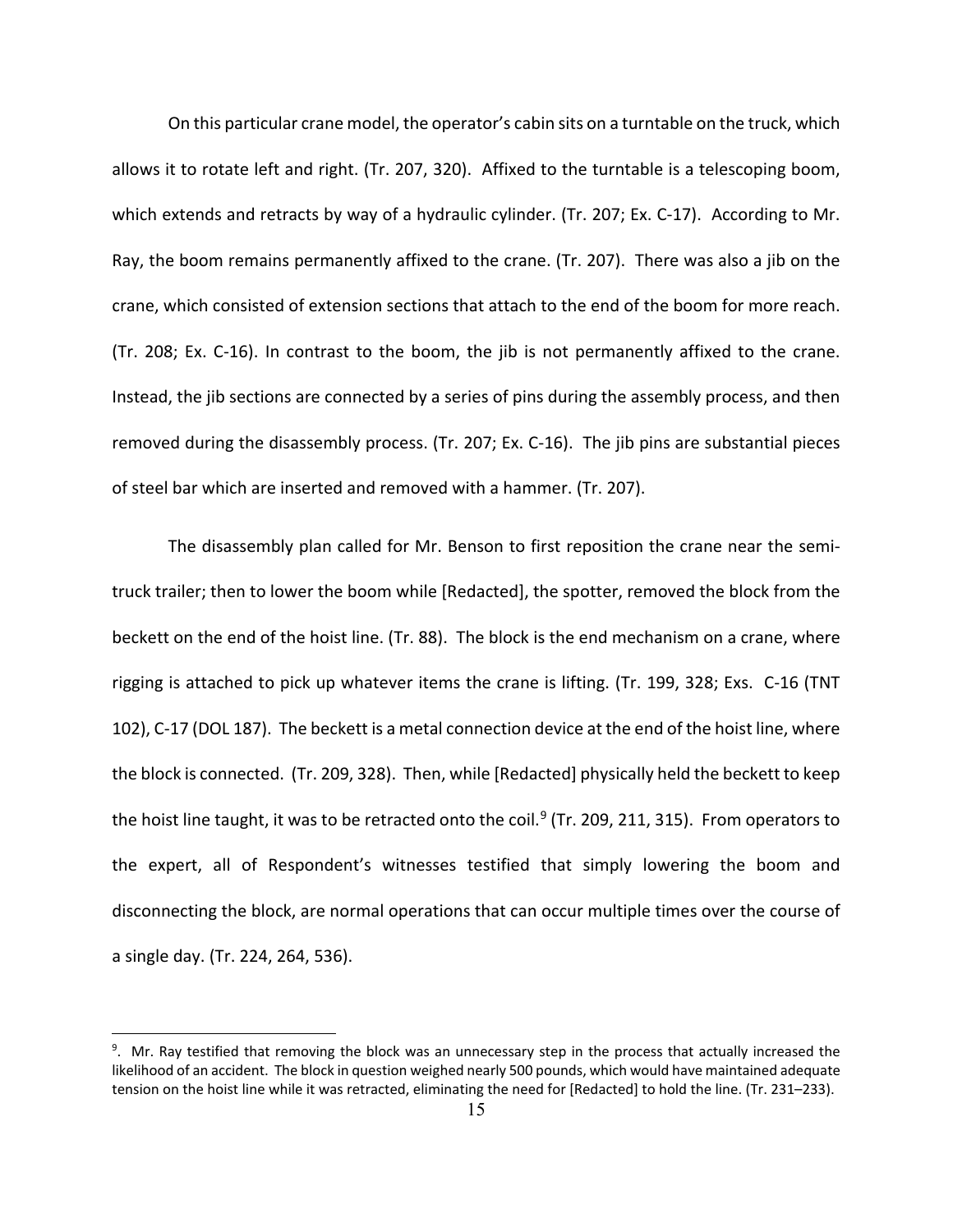On this particular crane model, the operator's cabin sits on a turntable on the truck, which allows it to rotate left and right. (Tr. 207, 320). Affixed to the turntable is a telescoping boom, which extends and retracts by way of a hydraulic cylinder. (Tr. 207; Ex. C-17). According to Mr. Ray, the boom remains permanently affixed to the crane. (Tr. 207). There was also a jib on the crane, which consisted of extension sections that attach to the end of the boom for more reach. (Tr. 208; Ex. C-16). In contrast to the boom, the jib is not permanently affixed to the crane. Instead, the jib sections are connected by a series of pins during the assembly process, and then removed during the disassembly process. (Tr. 207; Ex. C-16). The jib pins are substantial pieces of steel bar which are inserted and removed with a hammer. (Tr. 207).

The disassembly plan called for Mr. Benson to first reposition the crane near the semi-truck trailer; then to lower the boom while [Redacted], the spotter, removed the block from the beckett on the end of the hoist line. (Tr. 88). The block is the end mechanism on a crane, where rigging is attached to pick up whatever items the crane is lifting. (Tr. 199, 328; Exs. C-16 (TNT 102), C-17 (DOL 187). The beckett is a metal connection device at the end of the hoist line, where the block is connected. (Tr. 209, 328). Then, while [Redacted] physically held the beckett to keep the hoist line taught, it was to be retracted onto the coil.[9] (Tr. 209, 211, 315). From operators to the expert, all of Respondent's witnesses testified that simply lowering the boom and disconnecting the block, are normal operations that can occur multiple times over the course of a single day. (Tr. 224, 264, 536).

---

[9]. Mr. Ray testified that removing the block was an unnecessary step in the process that actually increased the likelihood of an accident. The block in question weighed nearly 500 pounds, which would have maintained adequate tension on the hoist line while it was retracted, eliminating the need for [Redacted] to hold the line. (Tr. 231–233).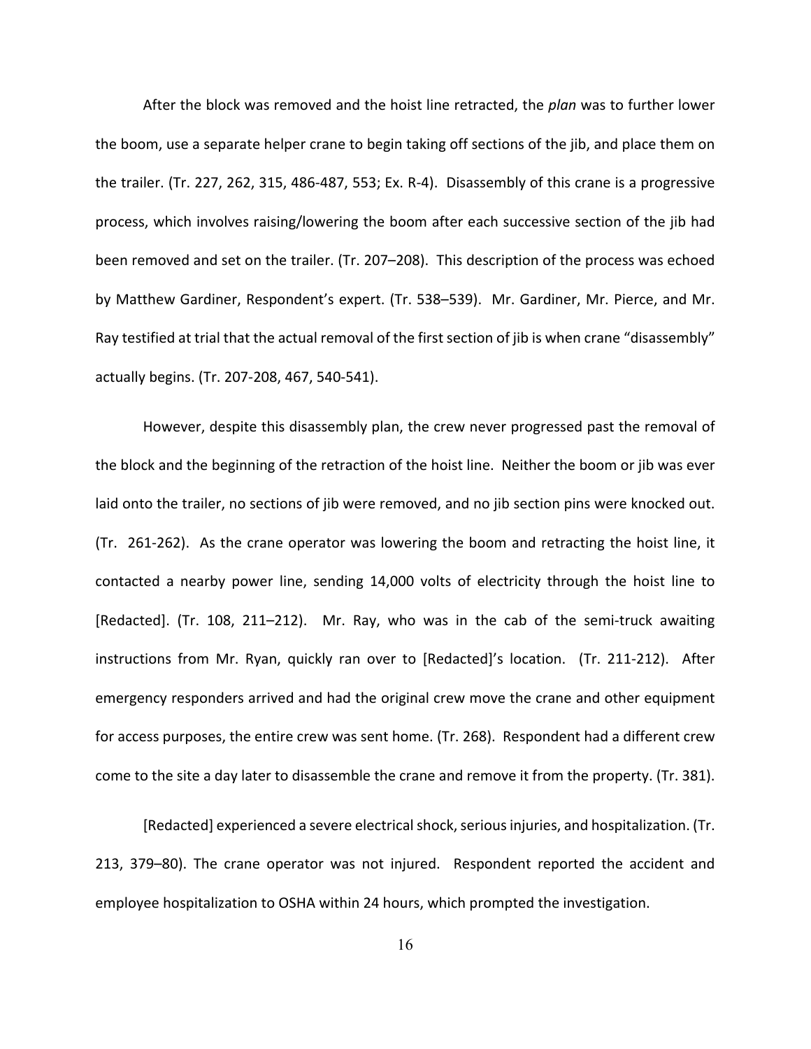After the block was removed and the hoist line retracted, the *plan* was to further lower the boom, use a separate helper crane to begin taking off sections of the jib, and place them on the trailer. (Tr. 227, 262, 315, 486-487, 553; Ex. R-4). Disassembly of this crane is a progressive process, which involves raising/lowering the boom after each successive section of the jib had been removed and set on the trailer. (Tr. 207–208). This description of the process was echoed by Matthew Gardiner, Respondent's expert. (Tr. 538–539). Mr. Gardiner, Mr. Pierce, and Mr. Ray testified at trial that the actual removal of the first section of jib is when crane "disassembly" actually begins. (Tr. 207-208, 467, 540-541).

However, despite this disassembly plan, the crew never progressed past the removal of the block and the beginning of the retraction of the hoist line. Neither the boom or jib was ever laid onto the trailer, no sections of jib were removed, and no jib section pins were knocked out. (Tr. 261-262). As the crane operator was lowering the boom and retracting the hoist line, it contacted a nearby power line, sending 14,000 volts of electricity through the hoist line to [Redacted]. (Tr. 108, 211–212). Mr. Ray, who was in the cab of the semi-truck awaiting instructions from Mr. Ryan, quickly ran over to [Redacted]'s location. (Tr. 211-212). After emergency responders arrived and had the original crew move the crane and other equipment for access purposes, the entire crew was sent home. (Tr. 268). Respondent had a different crew come to the site a day later to disassemble the crane and remove it from the property. (Tr. 381).

[Redacted] experienced a severe electrical shock, serious injuries, and hospitalization. (Tr. 213, 379–80). The crane operator was not injured. Respondent reported the accident and employee hospitalization to OSHA within 24 hours, which prompted the investigation.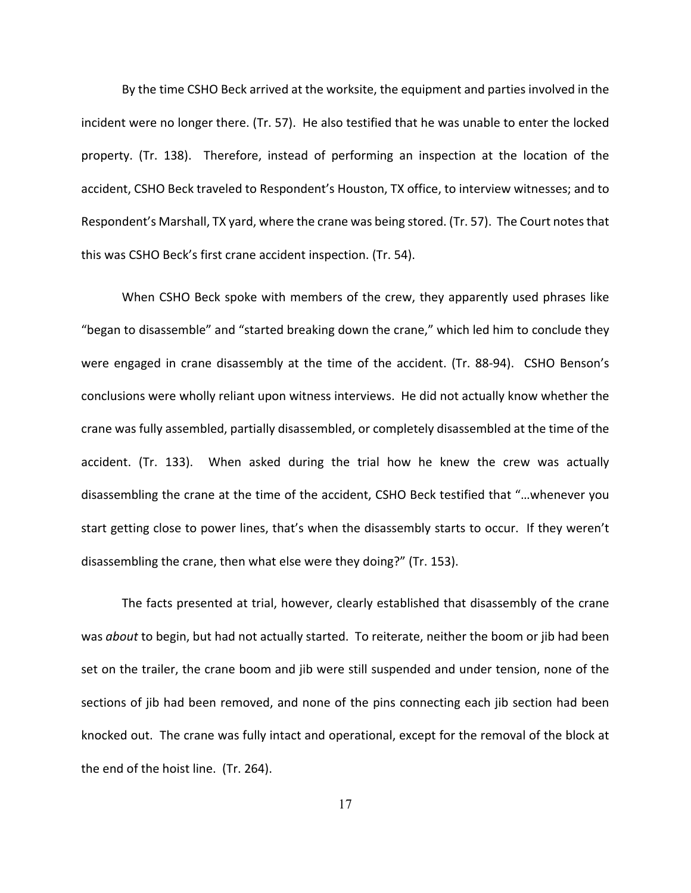By the time CSHO Beck arrived at the worksite, the equipment and parties involved in the incident were no longer there. (Tr. 57). He also testified that he was unable to enter the locked property. (Tr. 138). Therefore, instead of performing an inspection at the location of the accident, CSHO Beck traveled to Respondent's Houston, TX office, to interview witnesses; and to Respondent's Marshall, TX yard, where the crane was being stored. (Tr. 57). The Court notes that this was CSHO Beck's first crane accident inspection. (Tr. 54).

When CSHO Beck spoke with members of the crew, they apparently used phrases like "began to disassemble" and "started breaking down the crane," which led him to conclude they were engaged in crane disassembly at the time of the accident. (Tr. 88-94). CSHO Benson's conclusions were wholly reliant upon witness interviews. He did not actually know whether the crane was fully assembled, partially disassembled, or completely disassembled at the time of the accident. (Tr. 133). When asked during the trial how he knew the crew was actually disassembling the crane at the time of the accident, CSHO Beck testified that "…whenever you start getting close to power lines, that's when the disassembly starts to occur. If they weren't disassembling the crane, then what else were they doing?" (Tr. 153).

The facts presented at trial, however, clearly established that disassembly of the crane was *about* to begin, but had not actually started. To reiterate, neither the boom or jib had been set on the trailer, the crane boom and jib were still suspended and under tension, none of the sections of jib had been removed, and none of the pins connecting each jib section had been knocked out. The crane was fully intact and operational, except for the removal of the block at the end of the hoist line. (Tr. 264).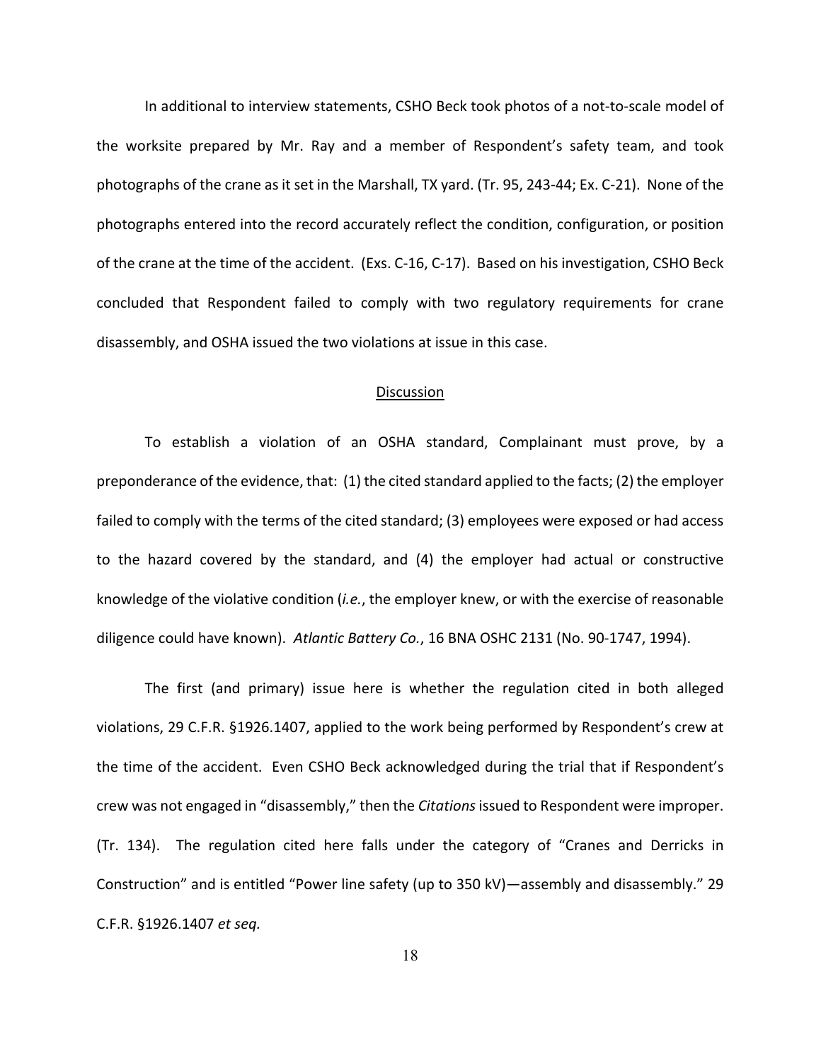In additional to interview statements, CSHO Beck took photos of a not-to-scale model of the worksite prepared by Mr. Ray and a member of Respondent's safety team, and took photographs of the crane as it set in the Marshall, TX yard. (Tr. 95, 243-44; Ex. C-21). None of the photographs entered into the record accurately reflect the condition, configuration, or position of the crane at the time of the accident. (Exs. C-16, C-17). Based on his investigation, CSHO Beck concluded that Respondent failed to comply with two regulatory requirements for crane disassembly, and OSHA issued the two violations at issue in this case.

## Discussion

To establish a violation of an OSHA standard, Complainant must prove, by a preponderance of the evidence, that: (1) the cited standard applied to the facts; (2) the employer failed to comply with the terms of the cited standard; (3) employees were exposed or had access to the hazard covered by the standard, and (4) the employer had actual or constructive knowledge of the violative condition (*i.e.*, the employer knew, or with the exercise of reasonable diligence could have known). *Atlantic Battery Co.*, 16 BNA OSHC 2131 (No. 90-1747, 1994).

The first (and primary) issue here is whether the regulation cited in both alleged violations, 29 C.F.R. §1926.1407, applied to the work being performed by Respondent's crew at the time of the accident. Even CSHO Beck acknowledged during the trial that if Respondent's crew was not engaged in "disassembly," then the *Citations* issued to Respondent were improper. (Tr. 134). The regulation cited here falls under the category of "Cranes and Derricks in Construction" and is entitled "Power line safety (up to 350 kV)—assembly and disassembly." 29 C.F.R. §1926.1407 *et seq.*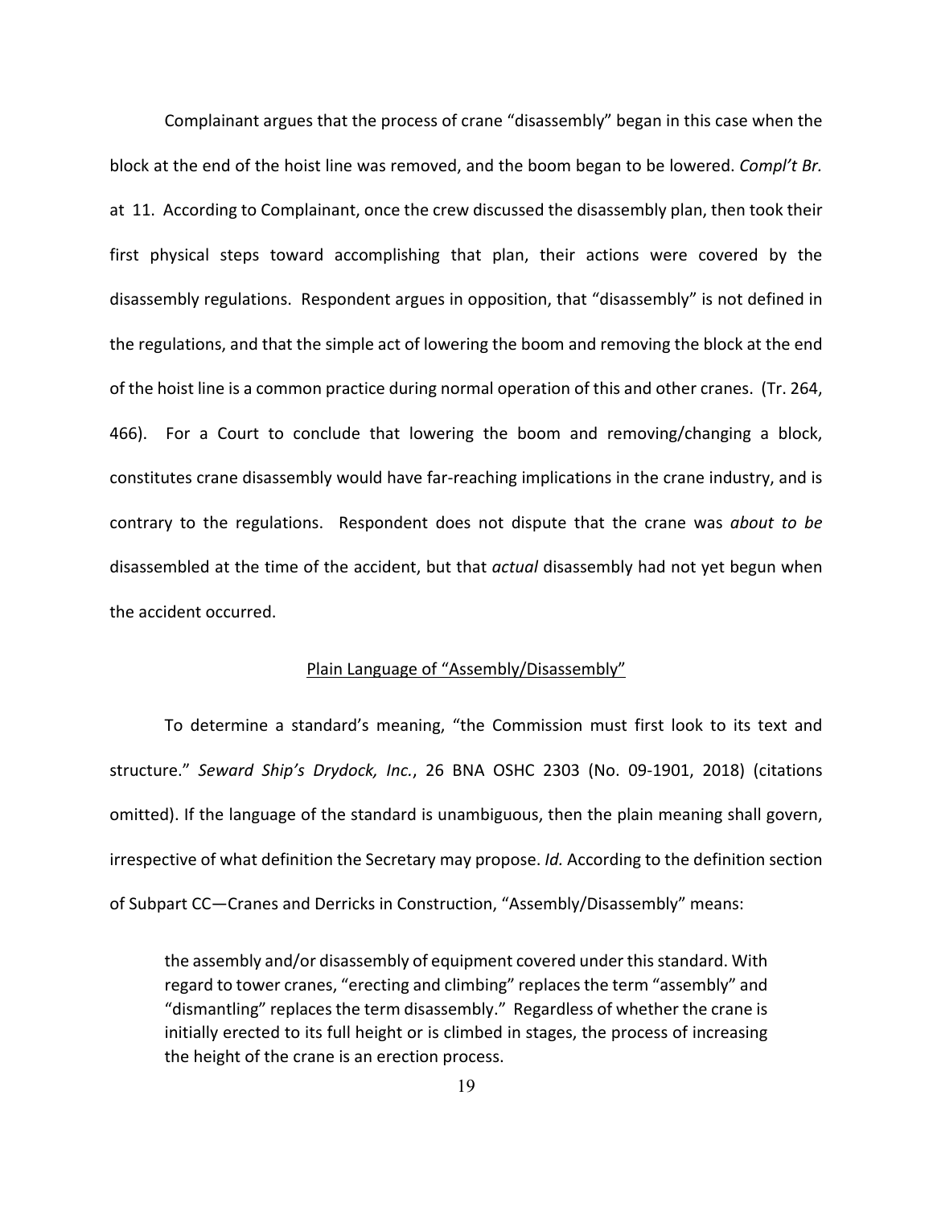Complainant argues that the process of crane "disassembly" began in this case when the block at the end of the hoist line was removed, and the boom began to be lowered. *Compl't Br.* at 11. According to Complainant, once the crew discussed the disassembly plan, then took their first physical steps toward accomplishing that plan, their actions were covered by the disassembly regulations. Respondent argues in opposition, that "disassembly" is not defined in the regulations, and that the simple act of lowering the boom and removing the block at the end of the hoist line is a common practice during normal operation of this and other cranes. (Tr. 264, 466). For a Court to conclude that lowering the boom and removing/changing a block, constitutes crane disassembly would have far-reaching implications in the crane industry, and is contrary to the regulations. Respondent does not dispute that the crane was *about to be* disassembled at the time of the accident, but that *actual* disassembly had not yet begun when the accident occurred.

<u>Plain Language of "Assembly/Disassembly"</u>

To determine a standard's meaning, "the Commission must first look to its text and structure." *Seward Ship's Drydock, Inc.*, 26 BNA OSHC 2303 (No. 09-1901, 2018) (citations omitted). If the language of the standard is unambiguous, then the plain meaning shall govern, irrespective of what definition the Secretary may propose. *Id.* According to the definition section of Subpart CC—Cranes and Derricks in Construction, "Assembly/Disassembly" means:

> the assembly and/or disassembly of equipment covered under this standard. With regard to tower cranes, "erecting and climbing" replaces the term "assembly" and "dismantling" replaces the term disassembly." Regardless of whether the crane is initially erected to its full height or is climbed in stages, the process of increasing the height of the crane is an erection process.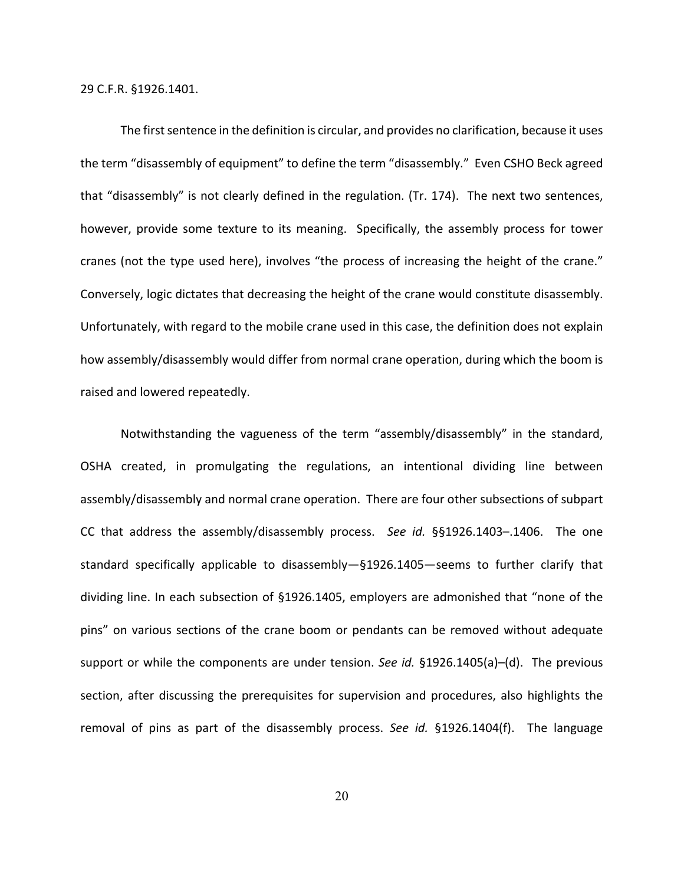29 C.F.R. §1926.1401.

The first sentence in the definition is circular, and provides no clarification, because it uses the term "disassembly of equipment" to define the term "disassembly." Even CSHO Beck agreed that "disassembly" is not clearly defined in the regulation. (Tr. 174). The next two sentences, however, provide some texture to its meaning. Specifically, the assembly process for tower cranes (not the type used here), involves "the process of increasing the height of the crane." Conversely, logic dictates that decreasing the height of the crane would constitute disassembly. Unfortunately, with regard to the mobile crane used in this case, the definition does not explain how assembly/disassembly would differ from normal crane operation, during which the boom is raised and lowered repeatedly.

Notwithstanding the vagueness of the term "assembly/disassembly" in the standard, OSHA created, in promulgating the regulations, an intentional dividing line between assembly/disassembly and normal crane operation. There are four other subsections of subpart CC that address the assembly/disassembly process. *See id.* §§1926.1403–.1406. The one standard specifically applicable to disassembly—§1926.1405—seems to further clarify that dividing line. In each subsection of §1926.1405, employers are admonished that "none of the pins" on various sections of the crane boom or pendants can be removed without adequate support or while the components are under tension. *See id.* §1926.1405(a)–(d). The previous section, after discussing the prerequisites for supervision and procedures, also highlights the removal of pins as part of the disassembly process. *See id.* §1926.1404(f). The language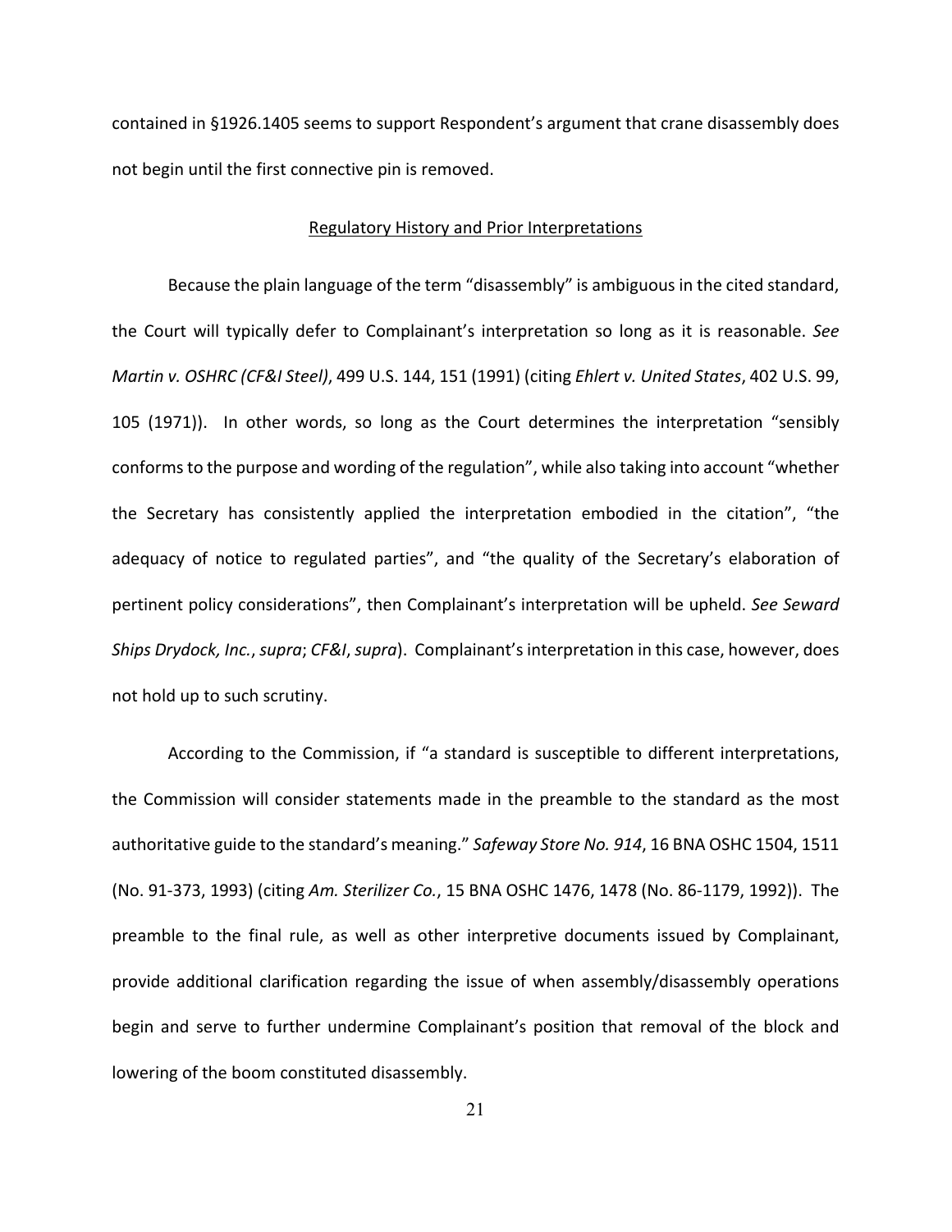contained in §1926.1405 seems to support Respondent's argument that crane disassembly does not begin until the first connective pin is removed.

## Regulatory History and Prior Interpretations

Because the plain language of the term "disassembly" is ambiguous in the cited standard, the Court will typically defer to Complainant's interpretation so long as it is reasonable. *See Martin v. OSHRC (CF&I Steel)*, 499 U.S. 144, 151 (1991) (citing *Ehlert v. United States*, 402 U.S. 99, 105 (1971)). In other words, so long as the Court determines the interpretation "sensibly conforms to the purpose and wording of the regulation", while also taking into account "whether the Secretary has consistently applied the interpretation embodied in the citation", "the adequacy of notice to regulated parties", and "the quality of the Secretary's elaboration of pertinent policy considerations", then Complainant's interpretation will be upheld. *See Seward Ships Drydock, Inc.*, *supra*; *CF&I*, *supra*). Complainant's interpretation in this case, however, does not hold up to such scrutiny.

According to the Commission, if "a standard is susceptible to different interpretations, the Commission will consider statements made in the preamble to the standard as the most authoritative guide to the standard's meaning." *Safeway Store No. 914*, 16 BNA OSHC 1504, 1511 (No. 91-373, 1993) (citing *Am. Sterilizer Co.*, 15 BNA OSHC 1476, 1478 (No. 86-1179, 1992)). The preamble to the final rule, as well as other interpretive documents issued by Complainant, provide additional clarification regarding the issue of when assembly/disassembly operations begin and serve to further undermine Complainant's position that removal of the block and lowering of the boom constituted disassembly.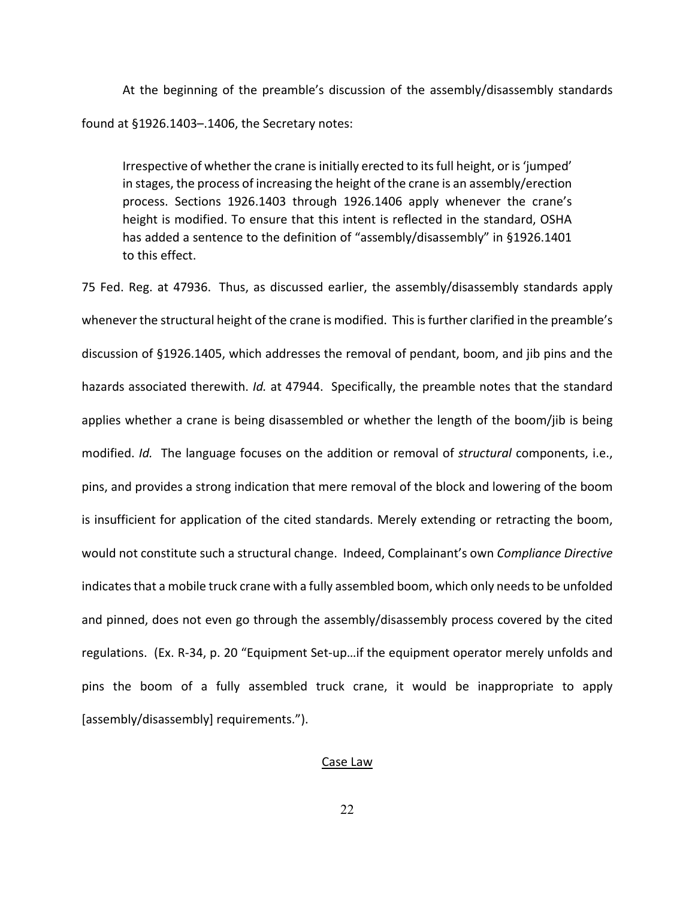At the beginning of the preamble's discussion of the assembly/disassembly standards found at §1926.1403–.1406, the Secretary notes:

> Irrespective of whether the crane is initially erected to its full height, or is 'jumped' in stages, the process of increasing the height of the crane is an assembly/erection process. Sections 1926.1403 through 1926.1406 apply whenever the crane's height is modified. To ensure that this intent is reflected in the standard, OSHA has added a sentence to the definition of "assembly/disassembly" in §1926.1401 to this effect.

75 Fed. Reg. at 47936. Thus, as discussed earlier, the assembly/disassembly standards apply whenever the structural height of the crane is modified. This is further clarified in the preamble's discussion of §1926.1405, which addresses the removal of pendant, boom, and jib pins and the hazards associated therewith. *Id.* at 47944. Specifically, the preamble notes that the standard applies whether a crane is being disassembled or whether the length of the boom/jib is being modified. *Id.* The language focuses on the addition or removal of *structural* components, i.e., pins, and provides a strong indication that mere removal of the block and lowering of the boom is insufficient for application of the cited standards. Merely extending or retracting the boom, would not constitute such a structural change. Indeed, Complainant's own *Compliance Directive* indicates that a mobile truck crane with a fully assembled boom, which only needs to be unfolded and pinned, does not even go through the assembly/disassembly process covered by the cited regulations. (Ex. R-34, p. 20 "Equipment Set-up…if the equipment operator merely unfolds and pins the boom of a fully assembled truck crane, it would be inappropriate to apply [assembly/disassembly] requirements.").

<u>Case Law</u>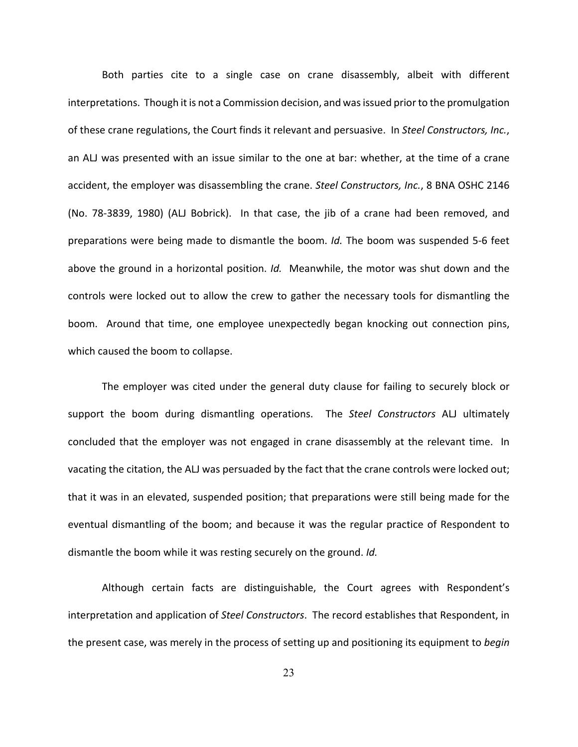Both parties cite to a single case on crane disassembly, albeit with different interpretations. Though it is not a Commission decision, and was issued prior to the promulgation of these crane regulations, the Court finds it relevant and persuasive. In *Steel Constructors, Inc.*, an ALJ was presented with an issue similar to the one at bar: whether, at the time of a crane accident, the employer was disassembling the crane. *Steel Constructors, Inc.*, 8 BNA OSHC 2146 (No. 78-3839, 1980) (ALJ Bobrick). In that case, the jib of a crane had been removed, and preparations were being made to dismantle the boom. *Id.* The boom was suspended 5-6 feet above the ground in a horizontal position. *Id.* Meanwhile, the motor was shut down and the controls were locked out to allow the crew to gather the necessary tools for dismantling the boom. Around that time, one employee unexpectedly began knocking out connection pins, which caused the boom to collapse.

The employer was cited under the general duty clause for failing to securely block or support the boom during dismantling operations. The *Steel Constructors* ALJ ultimately concluded that the employer was not engaged in crane disassembly at the relevant time. In vacating the citation, the ALJ was persuaded by the fact that the crane controls were locked out; that it was in an elevated, suspended position; that preparations were still being made for the eventual dismantling of the boom; and because it was the regular practice of Respondent to dismantle the boom while it was resting securely on the ground. *Id.*

Although certain facts are distinguishable, the Court agrees with Respondent's interpretation and application of *Steel Constructors*. The record establishes that Respondent, in the present case, was merely in the process of setting up and positioning its equipment to *begin*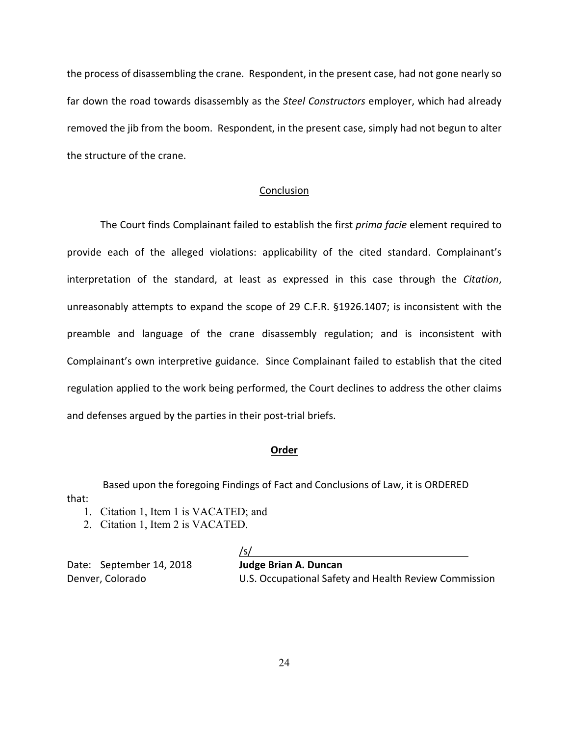the process of disassembling the crane. Respondent, in the present case, had not gone nearly so far down the road towards disassembly as the *Steel Constructors* employer, which had already removed the jib from the boom. Respondent, in the present case, simply had not begun to alter the structure of the crane.

## Conclusion

The Court finds Complainant failed to establish the first *prima facie* element required to provide each of the alleged violations: applicability of the cited standard. Complainant's interpretation of the standard, at least as expressed in this case through the *Citation*, unreasonably attempts to expand the scope of 29 C.F.R. §1926.1407; is inconsistent with the preamble and language of the crane disassembly regulation; and is inconsistent with Complainant's own interpretive guidance. Since Complainant failed to establish that the cited regulation applied to the work being performed, the Court declines to address the other claims and defenses argued by the parties in their post-trial briefs.

## **Order**

Based upon the foregoing Findings of Fact and Conclusions of Law, it is ORDERED that:

1. Citation 1, Item 1 is VACATED; and
2. Citation 1, Item 2 is VACATED.

/s/

Date: September 14, 2018
Denver, Colorado

**Judge Brian A. Duncan**
U.S. Occupational Safety and Health Review Commission